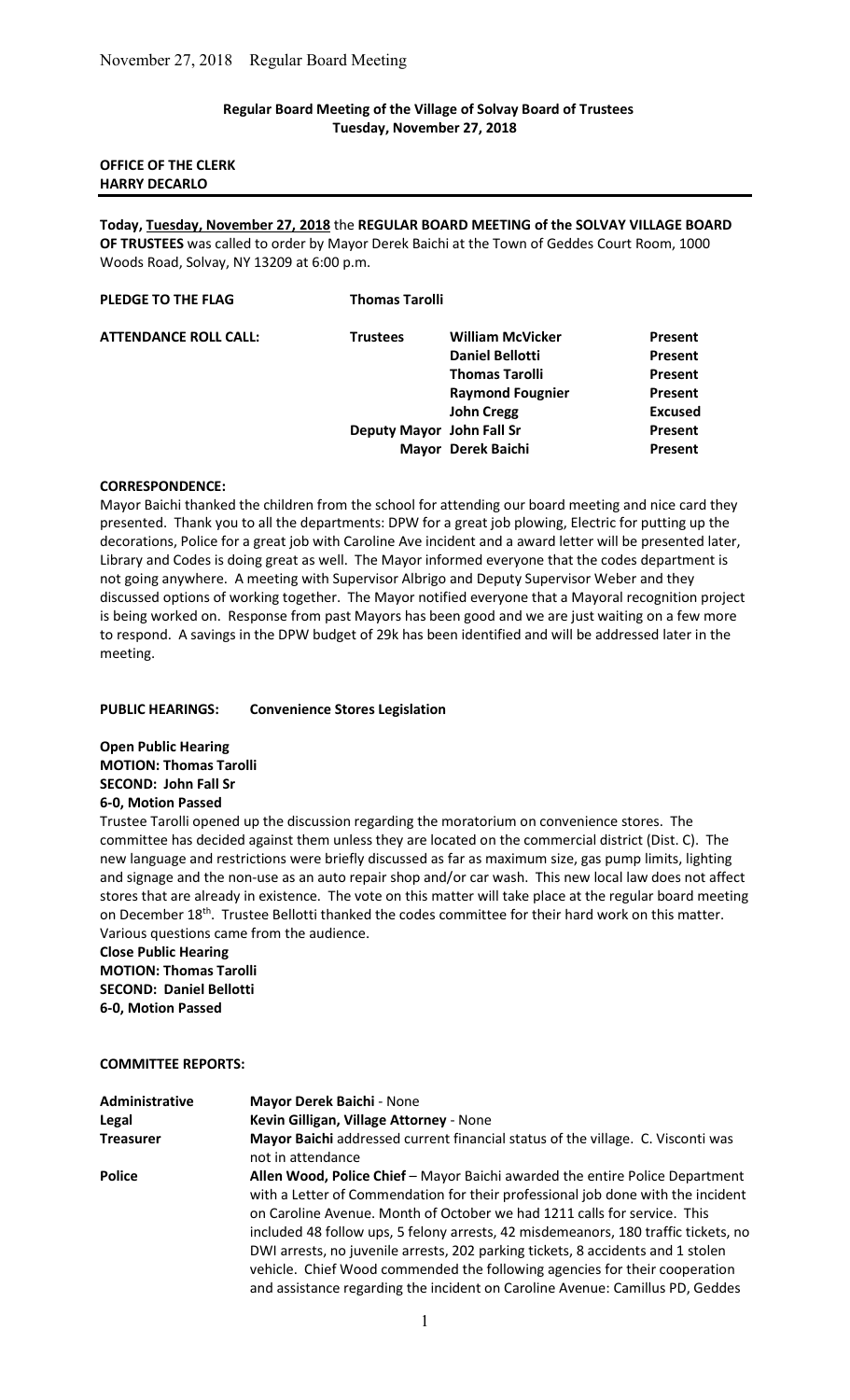**Regular Board Meeting of the Village of Solvay Board of Trustees**
**Tuesday, November 27, 2018**

**OFFICE OF THE CLERK**
**HARRY DECARLO**

**Today, Tuesday, November 27, 2018** the **REGULAR BOARD MEETING of the SOLVAY VILLAGE BOARD OF TRUSTEES** was called to order by Mayor Derek Baichi at the Town of Geddes Court Room, 1000 Woods Road, Solvay, NY 13209 at 6:00 p.m.

**PLEDGE TO THE FLAG** **Thomas Tarolli**

| **ATTENDANCE ROLL CALL:** | **Trustees** | **William McVicker** | **Present** |
|---|---|---|---|
| | | **Daniel Bellotti** | **Present** |
| | | **Thomas Tarolli** | **Present** |
| | | **Raymond Fougnier** | **Present** |
| | | **John Cregg** | **Excused** |
| | **Deputy Mayor** | **John Fall Sr** | **Present** |
| | **Mayor** | **Derek Baichi** | **Present** |

**CORRESPONDENCE:**

Mayor Baichi thanked the children from the school for attending our board meeting and nice card they presented. Thank you to all the departments: DPW for a great job plowing, Electric for putting up the decorations, Police for a great job with Caroline Ave incident and a award letter will be presented later, Library and Codes is doing great as well. The Mayor informed everyone that the codes department is not going anywhere. A meeting with Supervisor Albrigo and Deputy Supervisor Weber and they discussed options of working together. The Mayor notified everyone that a Mayoral recognition project is being worked on. Response from past Mayors has been good and we are just waiting on a few more to respond. A savings in the DPW budget of 29k has been identified and will be addressed later in the meeting.

**PUBLIC HEARINGS: Convenience Stores Legislation**

**Open Public Hearing**
**MOTION: Thomas Tarolli**
**SECOND: John Fall Sr**
**6-0, Motion Passed**

Trustee Tarolli opened up the discussion regarding the moratorium on convenience stores. The committee has decided against them unless they are located on the commercial district (Dist. C). The new language and restrictions were briefly discussed as far as maximum size, gas pump limits, lighting and signage and the non-use as an auto repair shop and/or car wash. This new local law does not affect stores that are already in existence. The vote on this matter will take place at the regular board meeting on December 18th. Trustee Bellotti thanked the codes committee for their hard work on this matter. Various questions came from the audience.

**Close Public Hearing**
**MOTION: Thomas Tarolli**
**SECOND: Daniel Bellotti**
**6-0, Motion Passed**

**COMMITTEE REPORTS:**

| | |
|---|---|
| **Administrative** | **Mayor Derek Baichi** - None |
| **Legal** | **Kevin Gilligan, Village Attorney** - None |
| **Treasurer** | **Mayor Baichi** addressed current financial status of the village. C. Visconti was not in attendance |
| **Police** | **Allen Wood, Police Chief** – Mayor Baichi awarded the entire Police Department with a Letter of Commendation for their professional job done with the incident on Caroline Avenue. Month of October we had 1211 calls for service. This included 48 follow ups, 5 felony arrests, 42 misdemeanors, 180 traffic tickets, no DWI arrests, no juvenile arrests, 202 parking tickets, 8 accidents and 1 stolen vehicle. Chief Wood commended the following agencies for their cooperation and assistance regarding the incident on Caroline Avenue: Camillus PD, Geddes |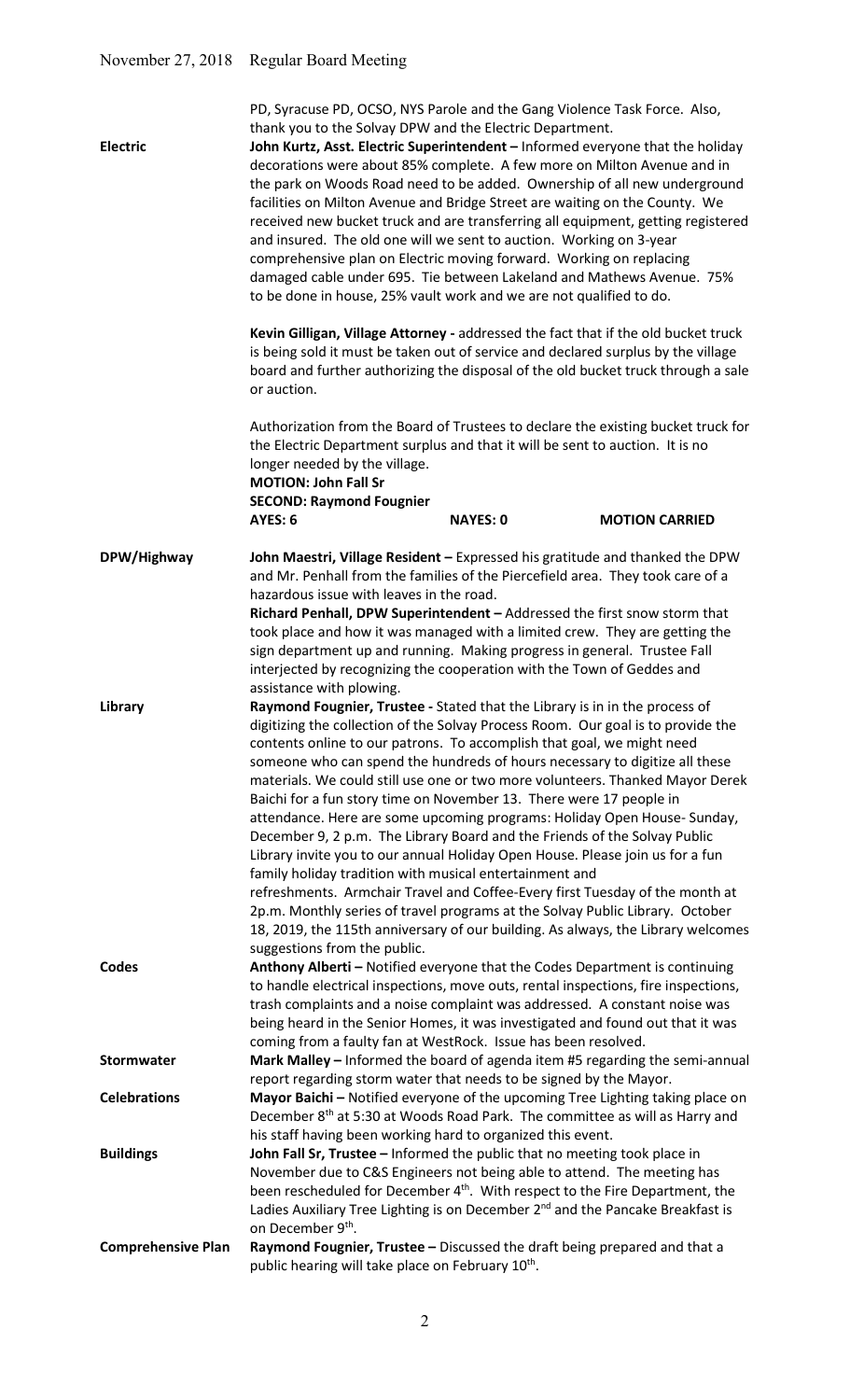PD, Syracuse PD, OCSO, NYS Parole and the Gang Violence Task Force. Also, thank you to the Solvay DPW and the Electric Department.

**Electric**

**John Kurtz, Asst. Electric Superintendent –** Informed everyone that the holiday decorations were about 85% complete. A few more on Milton Avenue and in the park on Woods Road need to be added. Ownership of all new underground facilities on Milton Avenue and Bridge Street are waiting on the County. We received new bucket truck and are transferring all equipment, getting registered and insured. The old one will we sent to auction. Working on 3-year comprehensive plan on Electric moving forward. Working on replacing damaged cable under 695. Tie between Lakeland and Mathews Avenue. 75% to be done in house, 25% vault work and we are not qualified to do.

**Kevin Gilligan, Village Attorney -** addressed the fact that if the old bucket truck is being sold it must be taken out of service and declared surplus by the village board and further authorizing the disposal of the old bucket truck through a sale or auction.

Authorization from the Board of Trustees to declare the existing bucket truck for the Electric Department surplus and that it will be sent to auction. It is no longer needed by the village.

**MOTION: John Fall Sr**
**SECOND: Raymond Fougnier**

**AYES: 6** **NAYES: 0** **MOTION CARRIED**

**DPW/Highway**

**John Maestri, Village Resident –** Expressed his gratitude and thanked the DPW and Mr. Penhall from the families of the Piercefield area. They took care of a hazardous issue with leaves in the road.

**Richard Penhall, DPW Superintendent –** Addressed the first snow storm that took place and how it was managed with a limited crew. They are getting the sign department up and running. Making progress in general. Trustee Fall interjected by recognizing the cooperation with the Town of Geddes and assistance with plowing.

**Library**

**Raymond Fougnier, Trustee -** Stated that the Library is in in the process of digitizing the collection of the Solvay Process Room. Our goal is to provide the contents online to our patrons. To accomplish that goal, we might need someone who can spend the hundreds of hours necessary to digitize all these materials. We could still use one or two more volunteers. Thanked Mayor Derek Baichi for a fun story time on November 13. There were 17 people in attendance. Here are some upcoming programs: Holiday Open House- Sunday, December 9, 2 p.m. The Library Board and the Friends of the Solvay Public Library invite you to our annual Holiday Open House. Please join us for a fun family holiday tradition with musical entertainment and refreshments. Armchair Travel and Coffee-Every first Tuesday of the month at 2p.m. Monthly series of travel programs at the Solvay Public Library. October 18, 2019, the 115th anniversary of our building. As always, the Library welcomes suggestions from the public.

**Codes**

**Anthony Alberti –** Notified everyone that the Codes Department is continuing to handle electrical inspections, move outs, rental inspections, fire inspections, trash complaints and a noise complaint was addressed. A constant noise was being heard in the Senior Homes, it was investigated and found out that it was coming from a faulty fan at WestRock. Issue has been resolved.

**Stormwater**

**Mark Malley –** Informed the board of agenda item #5 regarding the semi-annual report regarding storm water that needs to be signed by the Mayor.

**Celebrations**

**Mayor Baichi –** Notified everyone of the upcoming Tree Lighting taking place on December 8th at 5:30 at Woods Road Park. The committee as will as Harry and his staff having been working hard to organized this event.

**Buildings**

**John Fall Sr, Trustee –** Informed the public that no meeting took place in November due to C&S Engineers not being able to attend. The meeting has been rescheduled for December 4th. With respect to the Fire Department, the Ladies Auxiliary Tree Lighting is on December 2nd and the Pancake Breakfast is on December 9th.

**Comprehensive Plan**

**Raymond Fougnier, Trustee –** Discussed the draft being prepared and that a public hearing will take place on February 10th.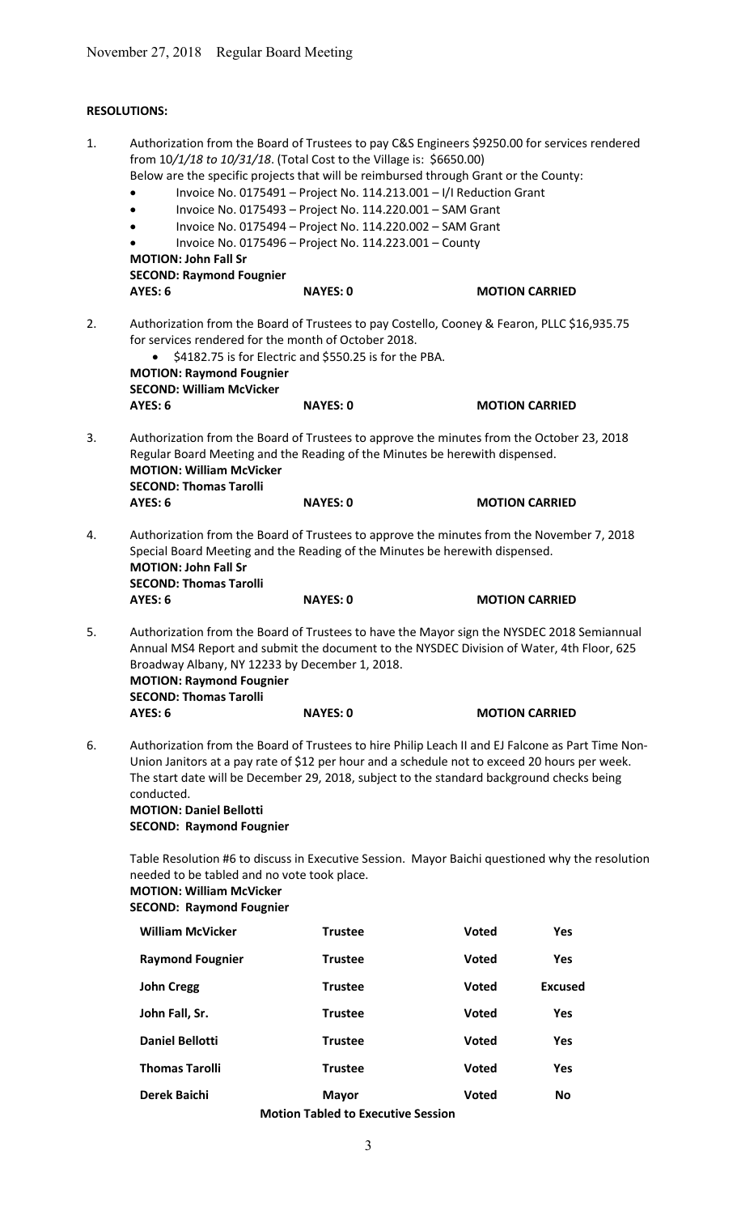November 27, 2018 Regular Board Meeting

**RESOLUTIONS:**

1. Authorization from the Board of Trustees to pay C&S Engineers $9250.00 for services rendered from 10*/1/18 to 10/31/18*. (Total Cost to the Village is: $6650.00)
   Below are the specific projects that will be reimbursed through Grant or the County:
   - Invoice No. 0175491 – Project No. 114.213.001 – I/I Reduction Grant
   - Invoice No. 0175493 – Project No. 114.220.001 – SAM Grant
   - Invoice No. 0175494 – Project No. 114.220.002 – SAM Grant
   - Invoice No. 0175496 – Project No. 114.223.001 – County

   **MOTION: John Fall Sr**
   **SECOND: Raymond Fougnier**
   **AYES: 6 NAYES: 0 MOTION CARRIED**

2. Authorization from the Board of Trustees to pay Costello, Cooney & Fearon, PLLC $16,935.75 for services rendered for the month of October 2018.
   - $4182.75 is for Electric and $550.25 is for the PBA.

   **MOTION: Raymond Fougnier**
   **SECOND: William McVicker**
   **AYES: 6 NAYES: 0 MOTION CARRIED**

3. Authorization from the Board of Trustees to approve the minutes from the October 23, 2018 Regular Board Meeting and the Reading of the Minutes be herewith dispensed.
   **MOTION: William McVicker**
   **SECOND: Thomas Tarolli**
   **AYES: 6 NAYES: 0 MOTION CARRIED**

4. Authorization from the Board of Trustees to approve the minutes from the November 7, 2018 Special Board Meeting and the Reading of the Minutes be herewith dispensed.
   **MOTION: John Fall Sr**
   **SECOND: Thomas Tarolli**
   **AYES: 6 NAYES: 0 MOTION CARRIED**

5. Authorization from the Board of Trustees to have the Mayor sign the NYSDEC 2018 Semiannual Annual MS4 Report and submit the document to the NYSDEC Division of Water, 4th Floor, 625 Broadway Albany, NY 12233 by December 1, 2018.
   **MOTION: Raymond Fougnier**
   **SECOND: Thomas Tarolli**
   **AYES: 6 NAYES: 0 MOTION CARRIED**

6. Authorization from the Board of Trustees to hire Philip Leach II and EJ Falcone as Part Time Non-Union Janitors at a pay rate of $12 per hour and a schedule not to exceed 20 hours per week. The start date will be December 29, 2018, subject to the standard background checks being conducted.
   **MOTION: Daniel Bellotti**
   **SECOND: Raymond Fougnier**

   Table Resolution #6 to discuss in Executive Session. Mayor Baichi questioned why the resolution needed to be tabled and no vote took place.
   **MOTION: William McVicker**
   **SECOND: Raymond Fougnier**

| | | | |
|---|---|---|---|
| **William McVicker** | **Trustee** | **Voted** | **Yes** |
| **Raymond Fougnier** | **Trustee** | **Voted** | **Yes** |
| **John Cregg** | **Trustee** | **Voted** | **Excused** |
| **John Fall, Sr.** | **Trustee** | **Voted** | **Yes** |
| **Daniel Bellotti** | **Trustee** | **Voted** | **Yes** |
| **Thomas Tarolli** | **Trustee** | **Voted** | **Yes** |
| **Derek Baichi** | **Mayor** | **Voted** | **No** |

**Motion Tabled to Executive Session**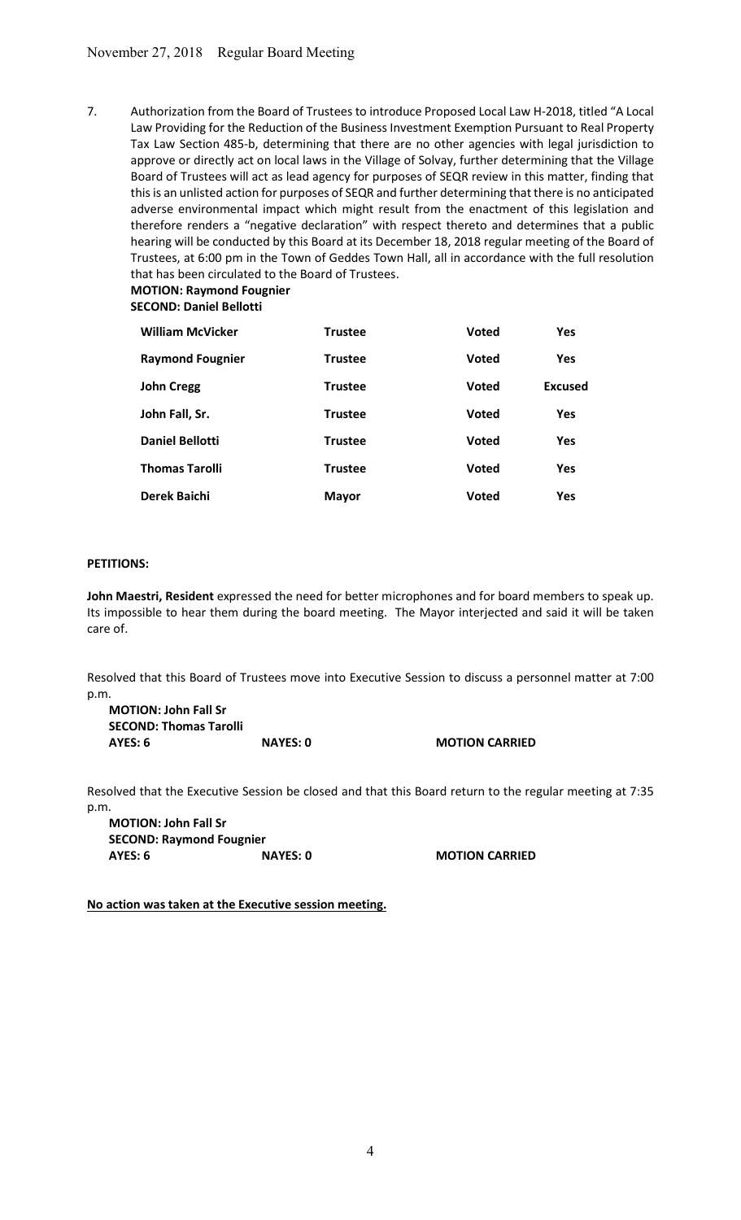7. Authorization from the Board of Trustees to introduce Proposed Local Law H-2018, titled "A Local Law Providing for the Reduction of the Business Investment Exemption Pursuant to Real Property Tax Law Section 485-b, determining that there are no other agencies with legal jurisdiction to approve or directly act on local laws in the Village of Solvay, further determining that the Village Board of Trustees will act as lead agency for purposes of SEQR review in this matter, finding that this is an unlisted action for purposes of SEQR and further determining that there is no anticipated adverse environmental impact which might result from the enactment of this legislation and therefore renders a "negative declaration" with respect thereto and determines that a public hearing will be conducted by this Board at its December 18, 2018 regular meeting of the Board of Trustees, at 6:00 pm in the Town of Geddes Town Hall, all in accordance with the full resolution that has been circulated to the Board of Trustees.

**MOTION: Raymond Fougnier**
**SECOND: Daniel Bellotti**

| | | | |
|---|---|---|---|
| **William McVicker** | **Trustee** | **Voted** | **Yes** |
| **Raymond Fougnier** | **Trustee** | **Voted** | **Yes** |
| **John Cregg** | **Trustee** | **Voted** | **Excused** |
| **John Fall, Sr.** | **Trustee** | **Voted** | **Yes** |
| **Daniel Bellotti** | **Trustee** | **Voted** | **Yes** |
| **Thomas Tarolli** | **Trustee** | **Voted** | **Yes** |
| **Derek Baichi** | **Mayor** | **Voted** | **Yes** |

**PETITIONS:**

**John Maestri, Resident** expressed the need for better microphones and for board members to speak up. Its impossible to hear them during the board meeting. The Mayor interjected and said it will be taken care of.

Resolved that this Board of Trustees move into Executive Session to discuss a personnel matter at 7:00 p.m.

**MOTION: John Fall Sr**
**SECOND: Thomas Tarolli**
**AYES: 6** **NAYES: 0** **MOTION CARRIED**

Resolved that the Executive Session be closed and that this Board return to the regular meeting at 7:35 p.m.

**MOTION: John Fall Sr**
**SECOND: Raymond Fougnier**
**AYES: 6** **NAYES: 0** **MOTION CARRIED**

**No action was taken at the Executive session meeting.**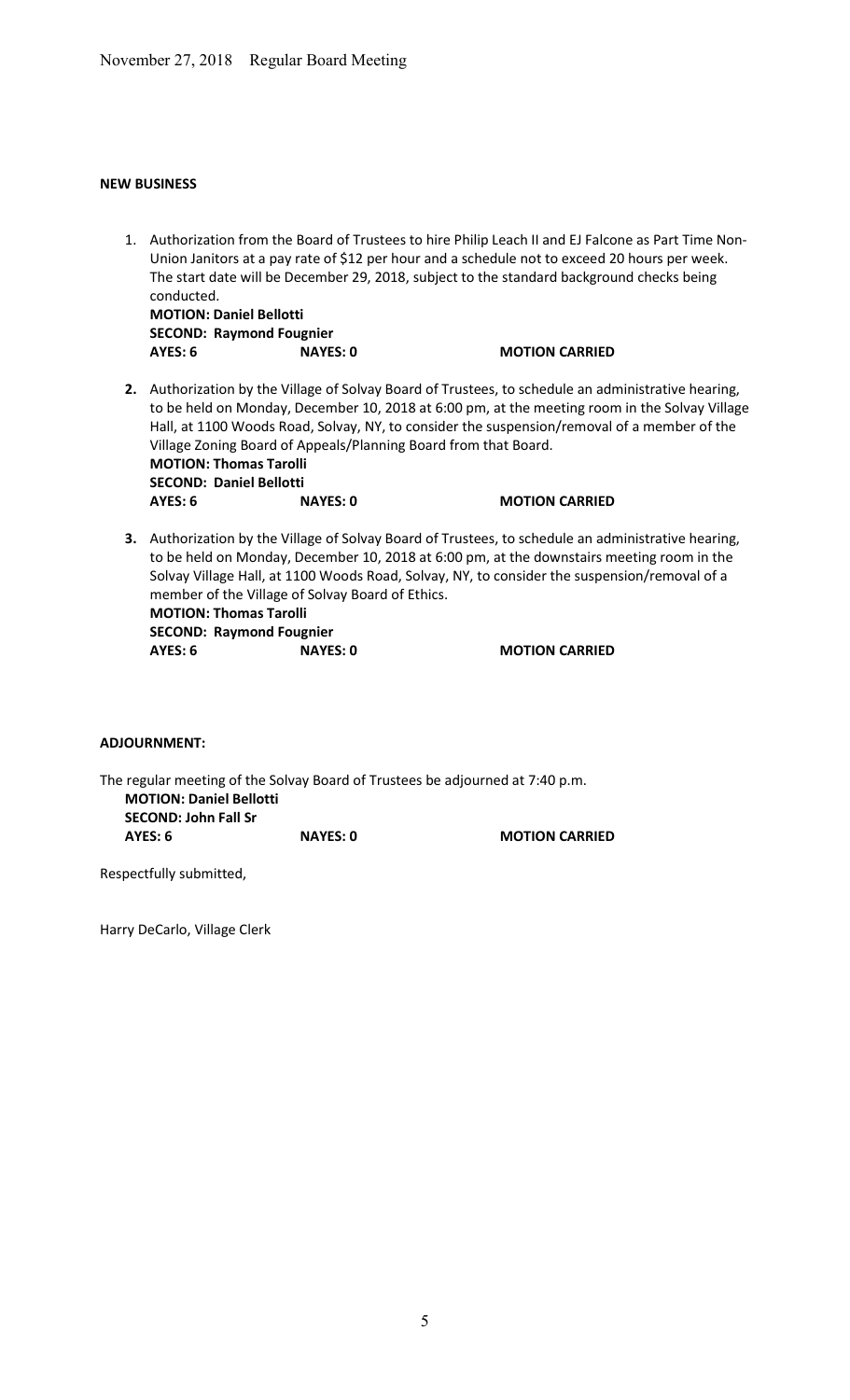**NEW BUSINESS**

1. Authorization from the Board of Trustees to hire Philip Leach II and EJ Falcone as Part Time Non-Union Janitors at a pay rate of $12 per hour and a schedule not to exceed 20 hours per week. The start date will be December 29, 2018, subject to the standard background checks being conducted.
   **MOTION: Daniel Bellotti**
   **SECOND: Raymond Fougnier**
   **AYES: 6 NAYES: 0 MOTION CARRIED**

2. Authorization by the Village of Solvay Board of Trustees, to schedule an administrative hearing, to be held on Monday, December 10, 2018 at 6:00 pm, at the meeting room in the Solvay Village Hall, at 1100 Woods Road, Solvay, NY, to consider the suspension/removal of a member of the Village Zoning Board of Appeals/Planning Board from that Board.
   **MOTION: Thomas Tarolli**
   **SECOND: Daniel Bellotti**
   **AYES: 6 NAYES: 0 MOTION CARRIED**

3. Authorization by the Village of Solvay Board of Trustees, to schedule an administrative hearing, to be held on Monday, December 10, 2018 at 6:00 pm, at the downstairs meeting room in the Solvay Village Hall, at 1100 Woods Road, Solvay, NY, to consider the suspension/removal of a member of the Village of Solvay Board of Ethics.
   **MOTION: Thomas Tarolli**
   **SECOND: Raymond Fougnier**
   **AYES: 6 NAYES: 0 MOTION CARRIED**

**ADJOURNMENT:**

The regular meeting of the Solvay Board of Trustees be adjourned at 7:40 p.m.
**MOTION: Daniel Bellotti**
**SECOND: John Fall Sr**
**AYES: 6 NAYES: 0 MOTION CARRIED**

Respectfully submitted,

Harry DeCarlo, Village Clerk